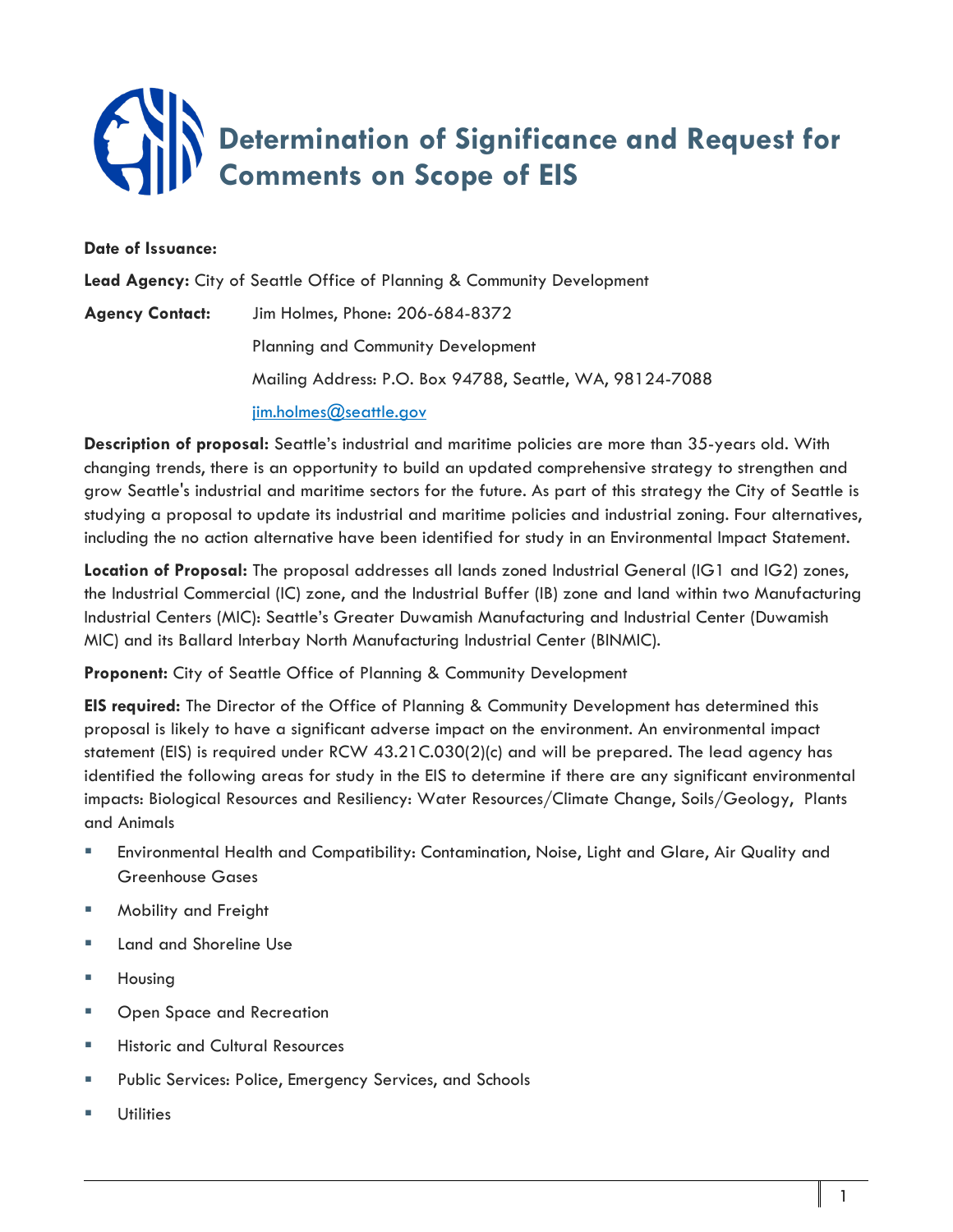# Determination of Significance and Request for Comments on Scope of EIS

**Date of Issuance:**

**Lead Agency:** City of Seattle Office of Planning & Community Development

**Agency Contact:** Jim Holmes, Phone: 206-684-8372

Planning and Community Development

Mailing Address: P.O. Box 94788, Seattle, WA, 98124-7088

jim.holmes@seattle.gov

**Description of proposal:** Seattle's industrial and maritime policies are more than 35-years old. With changing trends, there is an opportunity to build an updated comprehensive strategy to strengthen and grow Seattle's industrial and maritime sectors for the future. As part of this strategy the City of Seattle is studying a proposal to update its industrial and maritime policies and industrial zoning. Four alternatives, including the no action alternative have been identified for study in an Environmental Impact Statement.

**Location of Proposal:** The proposal addresses all lands zoned Industrial General (IG1 and IG2) zones, the Industrial Commercial (IC) zone, and the Industrial Buffer (IB) zone and land within two Manufacturing Industrial Centers (MIC): Seattle's Greater Duwamish Manufacturing and Industrial Center (Duwamish MIC) and its Ballard Interbay North Manufacturing Industrial Center (BINMIC).

**Proponent:** City of Seattle Office of Planning & Community Development

**EIS required:** The Director of the Office of Planning & Community Development has determined this proposal is likely to have a significant adverse impact on the environment. An environmental impact statement (EIS) is required under RCW 43.21C.030(2)(c) and will be prepared. The lead agency has identified the following areas for study in the EIS to determine if there are any significant environmental impacts: Biological Resources and Resiliency: Water Resources/Climate Change, Soils/Geology, Plants and Animals

- Environmental Health and Compatibility: Contamination, Noise, Light and Glare, Air Quality and Greenhouse Gases
- Mobility and Freight
- Land and Shoreline Use
- Housing
- Open Space and Recreation
- Historic and Cultural Resources
- Public Services: Police, Emergency Services, and Schools
- Utilities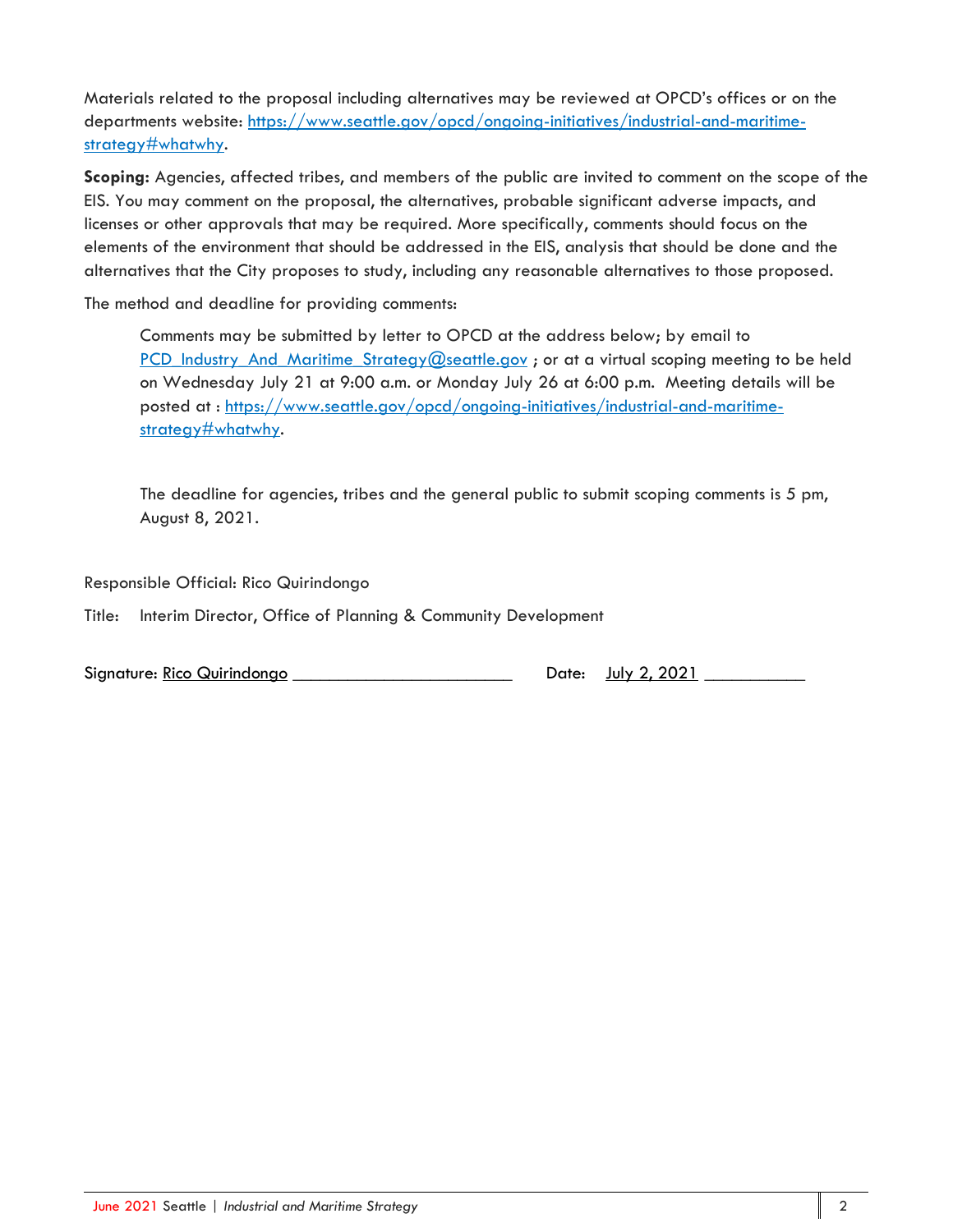Materials related to the proposal including alternatives may be reviewed at OPCD's offices or on the departments website: https://www.seattle.gov/opcd/ongoing-initiatives/industrial-and-maritime-strategy#whatwhy.

**Scoping:** Agencies, affected tribes, and members of the public are invited to comment on the scope of the EIS. You may comment on the proposal, the alternatives, probable significant adverse impacts, and licenses or other approvals that may be required. More specifically, comments should focus on the elements of the environment that should be addressed in the EIS, analysis that should be done and the alternatives that the City proposes to study, including any reasonable alternatives to those proposed.

The method and deadline for providing comments:

> Comments may be submitted by letter to OPCD at the address below; by email to PCD_Industry_And_Maritime_Strategy@seattle.gov ; or at a virtual scoping meeting to be held on Wednesday July 21 at 9:00 a.m. or Monday July 26 at 6:00 p.m. Meeting details will be posted at : https://www.seattle.gov/opcd/ongoing-initiatives/industrial-and-maritime-strategy#whatwhy.
>
> The deadline for agencies, tribes and the general public to submit scoping comments is 5 pm, August 8, 2021.

Responsible Official: Rico Quirindongo

Title: Interim Director, Office of Planning & Community Development

Signature: Rico Quirindongo ________________________ Date: July 2, 2021 ___________